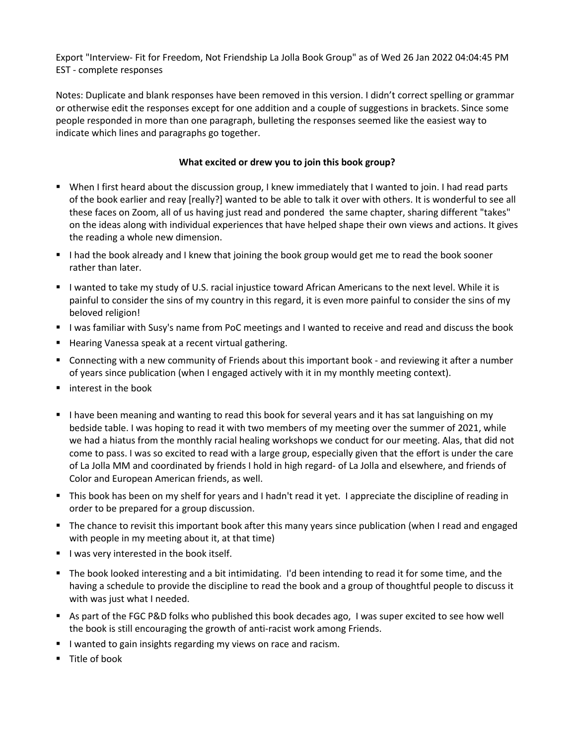Export "Interview- Fit for Freedom, Not Friendship La Jolla Book Group" as of Wed 26 Jan 2022 04:04:45 PM EST - complete responses

Notes: Duplicate and blank responses have been removed in this version. I didn't correct spelling or grammar or otherwise edit the responses except for one addition and a couple of suggestions in brackets. Since some people responded in more than one paragraph, bulleting the responses seemed like the easiest way to indicate which lines and paragraphs go together.

**What excited or drew you to join this book group?**

- When I first heard about the discussion group, I knew immediately that I wanted to join. I had read parts of the book earlier and reay [really?] wanted to be able to talk it over with others. It is wonderful to see all these faces on Zoom, all of us having just read and pondered the same chapter, sharing different "takes" on the ideas along with individual experiences that have helped shape their own views and actions. It gives the reading a whole new dimension.
- I had the book already and I knew that joining the book group would get me to read the book sooner rather than later.
- I wanted to take my study of U.S. racial injustice toward African Americans to the next level. While it is painful to consider the sins of my country in this regard, it is even more painful to consider the sins of my beloved religion!
- I was familiar with Susy's name from PoC meetings and I wanted to receive and read and discuss the book
- Hearing Vanessa speak at a recent virtual gathering.
- Connecting with a new community of Friends about this important book - and reviewing it after a number of years since publication (when I engaged actively with it in my monthly meeting context).
- interest in the book
- I have been meaning and wanting to read this book for several years and it has sat languishing on my bedside table. I was hoping to read it with two members of my meeting over the summer of 2021, while we had a hiatus from the monthly racial healing workshops we conduct for our meeting. Alas, that did not come to pass. I was so excited to read with a large group, especially given that the effort is under the care of La Jolla MM and coordinated by friends I hold in high regard- of La Jolla and elsewhere, and friends of Color and European American friends, as well.
- This book has been on my shelf for years and I hadn't read it yet. I appreciate the discipline of reading in order to be prepared for a group discussion.
- The chance to revisit this important book after this many years since publication (when I read and engaged with people in my meeting about it, at that time)
- I was very interested in the book itself.
- The book looked interesting and a bit intimidating. I'd been intending to read it for some time, and the having a schedule to provide the discipline to read the book and a group of thoughtful people to discuss it with was just what I needed.
- As part of the FGC P&D folks who published this book decades ago, I was super excited to see how well the book is still encouraging the growth of anti-racist work among Friends.
- I wanted to gain insights regarding my views on race and racism.
- Title of book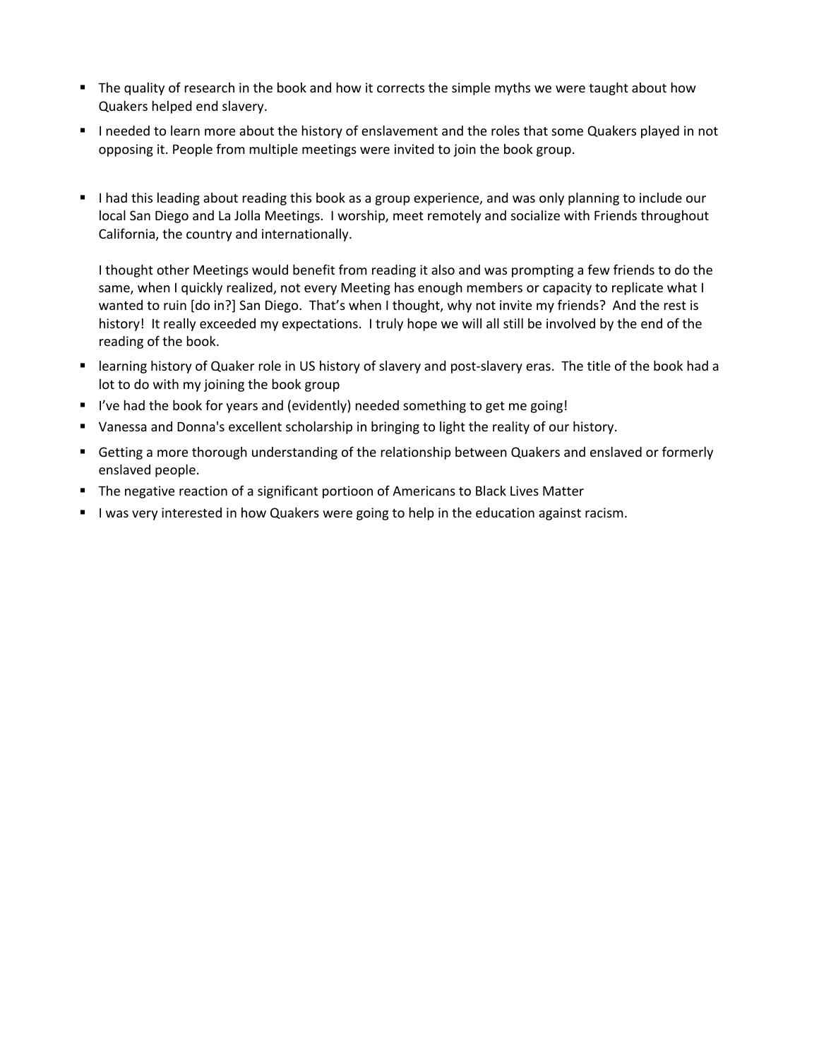- The quality of research in the book and how it corrects the simple myths we were taught about how Quakers helped end slavery.
- I needed to learn more about the history of enslavement and the roles that some Quakers played in not opposing it. People from multiple meetings were invited to join the book group.
- I had this leading about reading this book as a group experience, and was only planning to include our local San Diego and La Jolla Meetings. I worship, meet remotely and socialize with Friends throughout California, the country and internationally.

  I thought other Meetings would benefit from reading it also and was prompting a few friends to do the same, when I quickly realized, not every Meeting has enough members or capacity to replicate what I wanted to ruin [do in?] San Diego. That's when I thought, why not invite my friends? And the rest is history! It really exceeded my expectations. I truly hope we will all still be involved by the end of the reading of the book.
- learning history of Quaker role in US history of slavery and post-slavery eras. The title of the book had a lot to do with my joining the book group
- I've had the book for years and (evidently) needed something to get me going!
- Vanessa and Donna's excellent scholarship in bringing to light the reality of our history.
- Getting a more thorough understanding of the relationship between Quakers and enslaved or formerly enslaved people.
- The negative reaction of a significant portioon of Americans to Black Lives Matter
- I was very interested in how Quakers were going to help in the education against racism.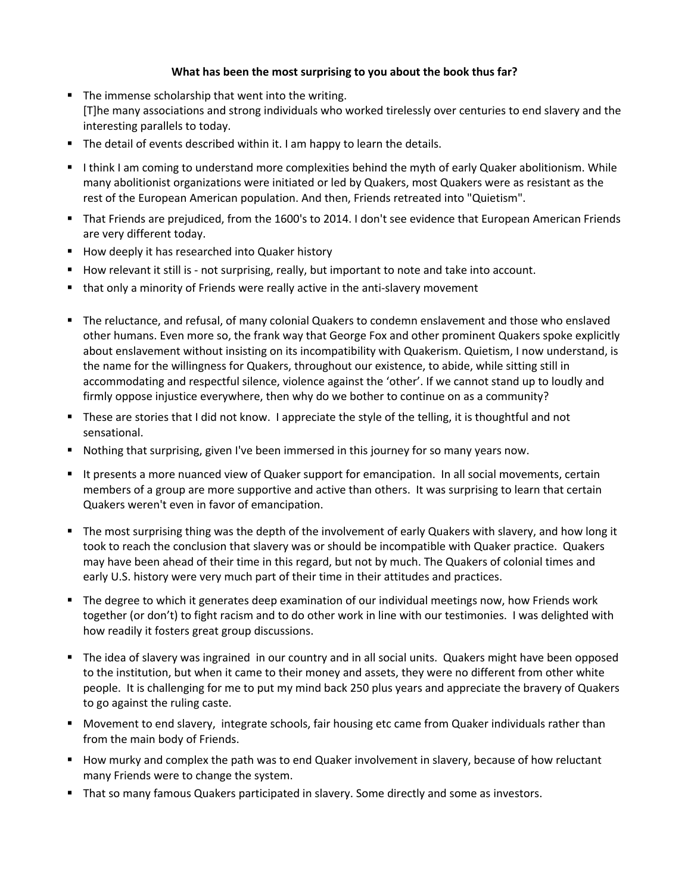**What has been the most surprising to you about the book thus far?**

- The immense scholarship that went into the writing.
  [T]he many associations and strong individuals who worked tirelessly over centuries to end slavery and the interesting parallels to today.
- The detail of events described within it. I am happy to learn the details.
- I think I am coming to understand more complexities behind the myth of early Quaker abolitionism. While many abolitionist organizations were initiated or led by Quakers, most Quakers were as resistant as the rest of the European American population. And then, Friends retreated into "Quietism".
- That Friends are prejudiced, from the 1600's to 2014. I don't see evidence that European American Friends are very different today.
- How deeply it has researched into Quaker history
- How relevant it still is - not surprising, really, but important to note and take into account.
- that only a minority of Friends were really active in the anti-slavery movement
- The reluctance, and refusal, of many colonial Quakers to condemn enslavement and those who enslaved other humans. Even more so, the frank way that George Fox and other prominent Quakers spoke explicitly about enslavement without insisting on its incompatibility with Quakerism. Quietism, I now understand, is the name for the willingness for Quakers, throughout our existence, to abide, while sitting still in accommodating and respectful silence, violence against the 'other'. If we cannot stand up to loudly and firmly oppose injustice everywhere, then why do we bother to continue on as a community?
- These are stories that I did not know. I appreciate the style of the telling, it is thoughtful and not sensational.
- Nothing that surprising, given I've been immersed in this journey for so many years now.
- It presents a more nuanced view of Quaker support for emancipation. In all social movements, certain members of a group are more supportive and active than others. It was surprising to learn that certain Quakers weren't even in favor of emancipation.
- The most surprising thing was the depth of the involvement of early Quakers with slavery, and how long it took to reach the conclusion that slavery was or should be incompatible with Quaker practice. Quakers may have been ahead of their time in this regard, but not by much. The Quakers of colonial times and early U.S. history were very much part of their time in their attitudes and practices.
- The degree to which it generates deep examination of our individual meetings now, how Friends work together (or don't) to fight racism and to do other work in line with our testimonies. I was delighted with how readily it fosters great group discussions.
- The idea of slavery was ingrained in our country and in all social units. Quakers might have been opposed to the institution, but when it came to their money and assets, they were no different from other white people. It is challenging for me to put my mind back 250 plus years and appreciate the bravery of Quakers to go against the ruling caste.
- Movement to end slavery, integrate schools, fair housing etc came from Quaker individuals rather than from the main body of Friends.
- How murky and complex the path was to end Quaker involvement in slavery, because of how reluctant many Friends were to change the system.
- That so many famous Quakers participated in slavery. Some directly and some as investors.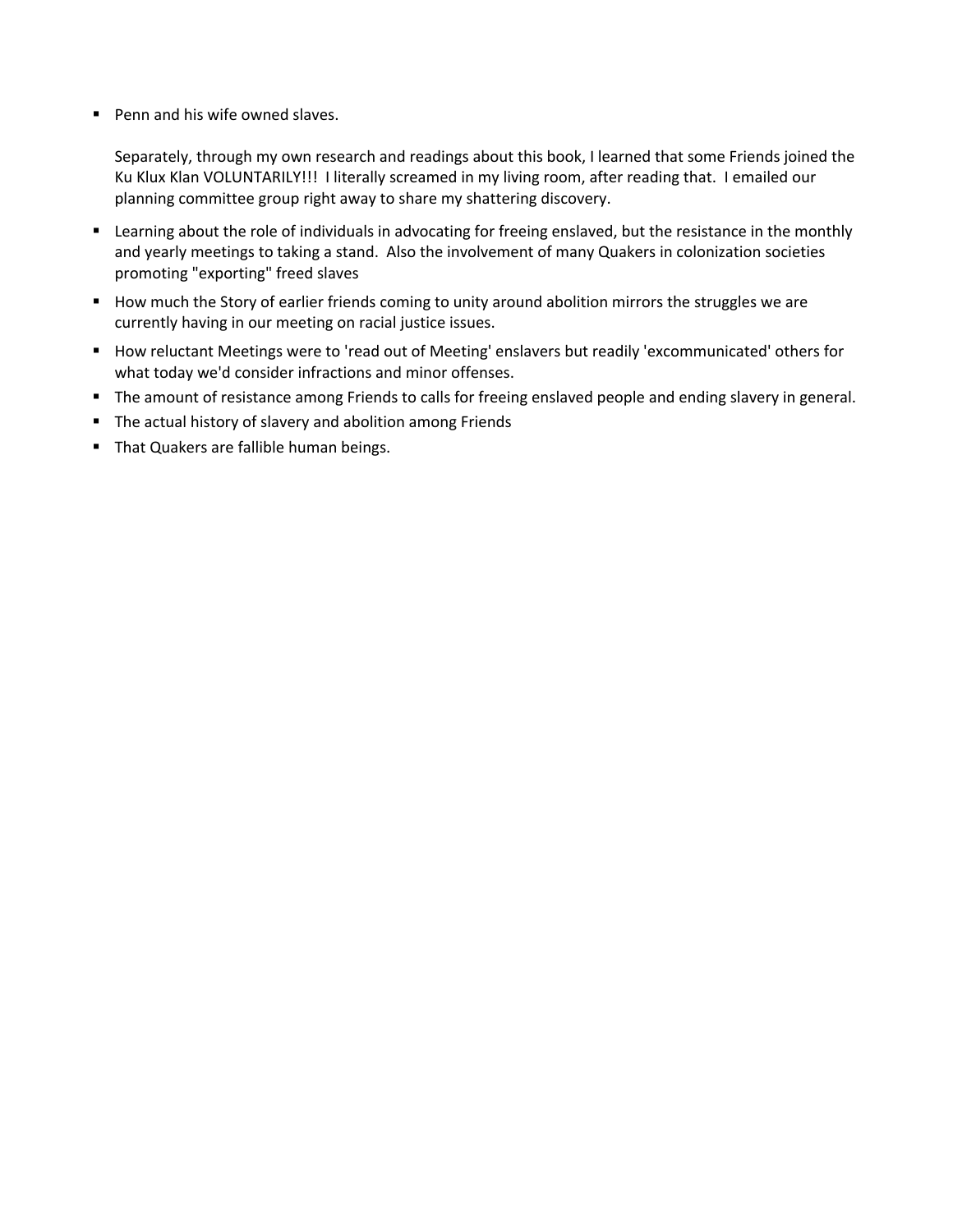- Penn and his wife owned slaves.

  Separately, through my own research and readings about this book, I learned that some Friends joined the Ku Klux Klan VOLUNTARILY!!! I literally screamed in my living room, after reading that. I emailed our planning committee group right away to share my shattering discovery.

- Learning about the role of individuals in advocating for freeing enslaved, but the resistance in the monthly and yearly meetings to taking a stand. Also the involvement of many Quakers in colonization societies promoting "exporting" freed slaves
- How much the Story of earlier friends coming to unity around abolition mirrors the struggles we are currently having in our meeting on racial justice issues.
- How reluctant Meetings were to 'read out of Meeting' enslavers but readily 'excommunicated' others for what today we'd consider infractions and minor offenses.
- The amount of resistance among Friends to calls for freeing enslaved people and ending slavery in general.
- The actual history of slavery and abolition among Friends
- That Quakers are fallible human beings.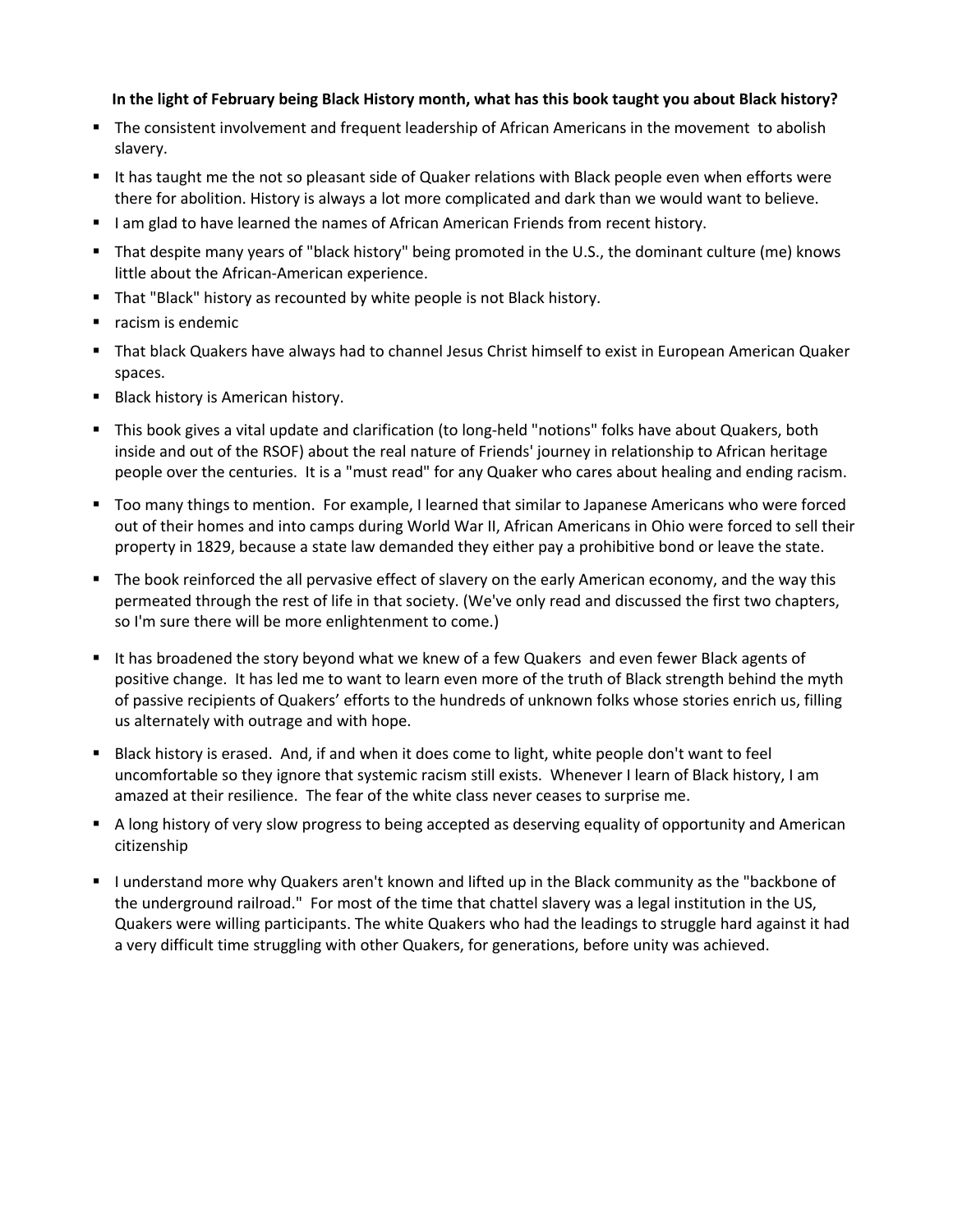**In the light of February being Black History month, what has this book taught you about Black history?**

- The consistent involvement and frequent leadership of African Americans in the movement to abolish slavery.
- It has taught me the not so pleasant side of Quaker relations with Black people even when efforts were there for abolition. History is always a lot more complicated and dark than we would want to believe.
- I am glad to have learned the names of African American Friends from recent history.
- That despite many years of "black history" being promoted in the U.S., the dominant culture (me) knows little about the African-American experience.
- That "Black" history as recounted by white people is not Black history.
- racism is endemic
- That black Quakers have always had to channel Jesus Christ himself to exist in European American Quaker spaces.
- Black history is American history.
- This book gives a vital update and clarification (to long-held "notions" folks have about Quakers, both inside and out of the RSOF) about the real nature of Friends' journey in relationship to African heritage people over the centuries. It is a "must read" for any Quaker who cares about healing and ending racism.
- Too many things to mention. For example, I learned that similar to Japanese Americans who were forced out of their homes and into camps during World War II, African Americans in Ohio were forced to sell their property in 1829, because a state law demanded they either pay a prohibitive bond or leave the state.
- The book reinforced the all pervasive effect of slavery on the early American economy, and the way this permeated through the rest of life in that society. (We've only read and discussed the first two chapters, so I'm sure there will be more enlightenment to come.)
- It has broadened the story beyond what we knew of a few Quakers and even fewer Black agents of positive change. It has led me to want to learn even more of the truth of Black strength behind the myth of passive recipients of Quakers' efforts to the hundreds of unknown folks whose stories enrich us, filling us alternately with outrage and with hope.
- Black history is erased. And, if and when it does come to light, white people don't want to feel uncomfortable so they ignore that systemic racism still exists. Whenever I learn of Black history, I am amazed at their resilience. The fear of the white class never ceases to surprise me.
- A long history of very slow progress to being accepted as deserving equality of opportunity and American citizenship
- I understand more why Quakers aren't known and lifted up in the Black community as the "backbone of the underground railroad." For most of the time that chattel slavery was a legal institution in the US, Quakers were willing participants. The white Quakers who had the leadings to struggle hard against it had a very difficult time struggling with other Quakers, for generations, before unity was achieved.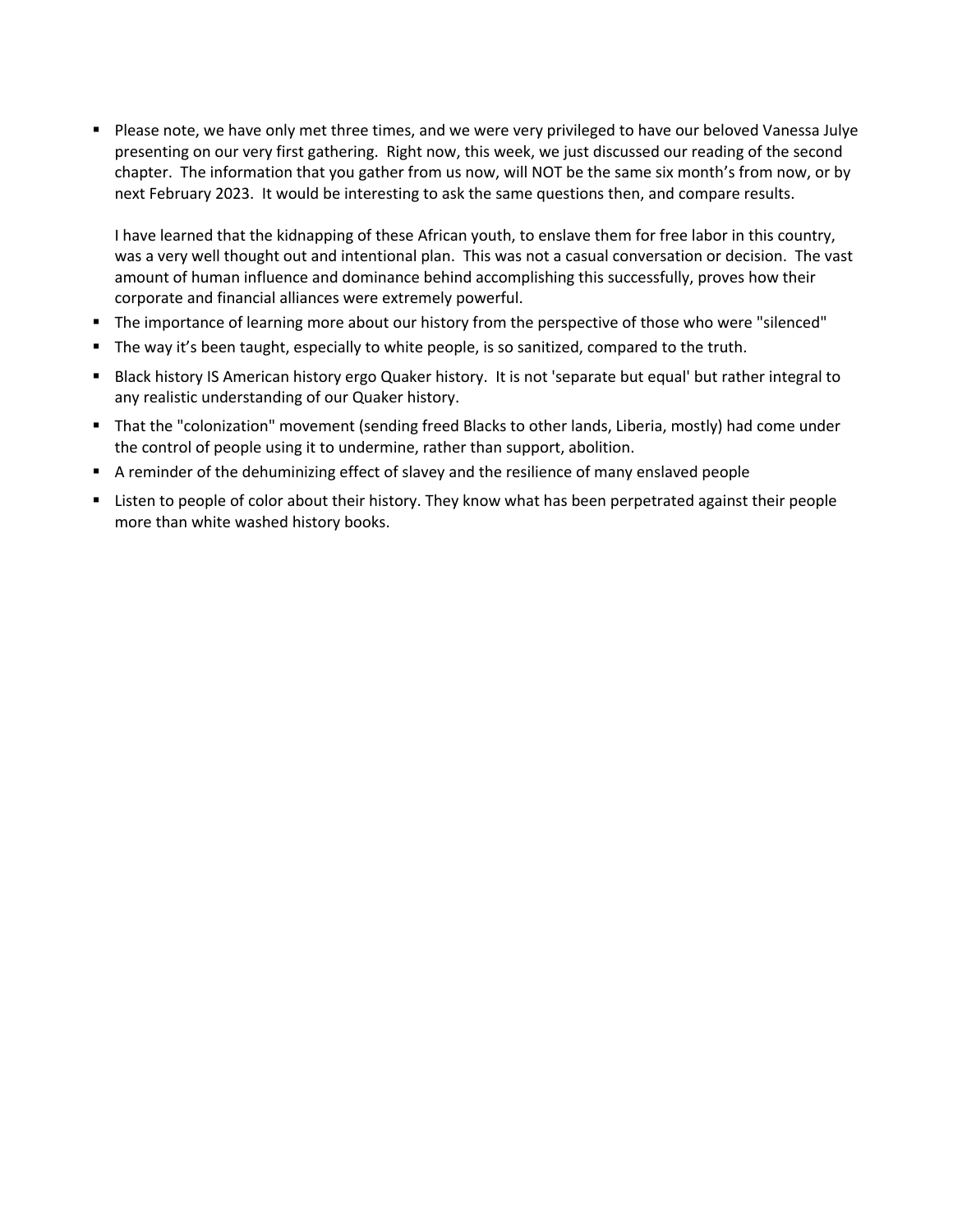- Please note, we have only met three times, and we were very privileged to have our beloved Vanessa Julye presenting on our very first gathering. Right now, this week, we just discussed our reading of the second chapter. The information that you gather from us now, will NOT be the same six month's from now, or by next February 2023. It would be interesting to ask the same questions then, and compare results.

  I have learned that the kidnapping of these African youth, to enslave them for free labor in this country, was a very well thought out and intentional plan. This was not a casual conversation or decision. The vast amount of human influence and dominance behind accomplishing this successfully, proves how their corporate and financial alliances were extremely powerful.
- The importance of learning more about our history from the perspective of those who were "silenced"
- The way it's been taught, especially to white people, is so sanitized, compared to the truth.
- Black history IS American history ergo Quaker history. It is not 'separate but equal' but rather integral to any realistic understanding of our Quaker history.
- That the "colonization" movement (sending freed Blacks to other lands, Liberia, mostly) had come under the control of people using it to undermine, rather than support, abolition.
- A reminder of the dehuminizing effect of slavey and the resilience of many enslaved people
- Listen to people of color about their history. They know what has been perpetrated against their people more than white washed history books.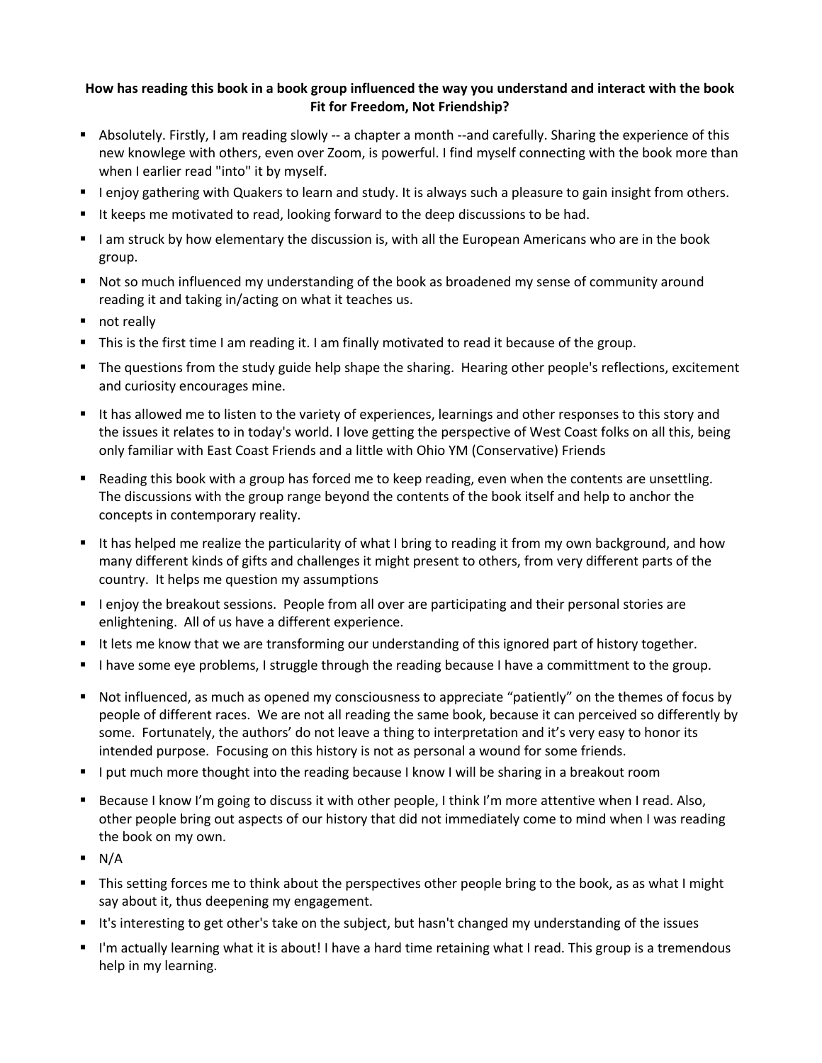**How has reading this book in a book group influenced the way you understand and interact with the book Fit for Freedom, Not Friendship?**

- Absolutely. Firstly, I am reading slowly -- a chapter a month --and carefully. Sharing the experience of this new knowlege with others, even over Zoom, is powerful. I find myself connecting with the book more than when I earlier read "into" it by myself.
- I enjoy gathering with Quakers to learn and study. It is always such a pleasure to gain insight from others.
- It keeps me motivated to read, looking forward to the deep discussions to be had.
- I am struck by how elementary the discussion is, with all the European Americans who are in the book group.
- Not so much influenced my understanding of the book as broadened my sense of community around reading it and taking in/acting on what it teaches us.
- not really
- This is the first time I am reading it. I am finally motivated to read it because of the group.
- The questions from the study guide help shape the sharing. Hearing other people's reflections, excitement and curiosity encourages mine.
- It has allowed me to listen to the variety of experiences, learnings and other responses to this story and the issues it relates to in today's world. I love getting the perspective of West Coast folks on all this, being only familiar with East Coast Friends and a little with Ohio YM (Conservative) Friends
- Reading this book with a group has forced me to keep reading, even when the contents are unsettling. The discussions with the group range beyond the contents of the book itself and help to anchor the concepts in contemporary reality.
- It has helped me realize the particularity of what I bring to reading it from my own background, and how many different kinds of gifts and challenges it might present to others, from very different parts of the country. It helps me question my assumptions
- I enjoy the breakout sessions. People from all over are participating and their personal stories are enlightening. All of us have a different experience.
- It lets me know that we are transforming our understanding of this ignored part of history together.
- I have some eye problems, I struggle through the reading because I have a committment to the group.
- Not influenced, as much as opened my consciousness to appreciate "patiently" on the themes of focus by people of different races. We are not all reading the same book, because it can perceived so differently by some. Fortunately, the authors' do not leave a thing to interpretation and it's very easy to honor its intended purpose. Focusing on this history is not as personal a wound for some friends.
- I put much more thought into the reading because I know I will be sharing in a breakout room
- Because I know I'm going to discuss it with other people, I think I'm more attentive when I read. Also, other people bring out aspects of our history that did not immediately come to mind when I was reading the book on my own.
- N/A
- This setting forces me to think about the perspectives other people bring to the book, as as what I might say about it, thus deepening my engagement.
- It's interesting to get other's take on the subject, but hasn't changed my understanding of the issues
- I'm actually learning what it is about! I have a hard time retaining what I read. This group is a tremendous help in my learning.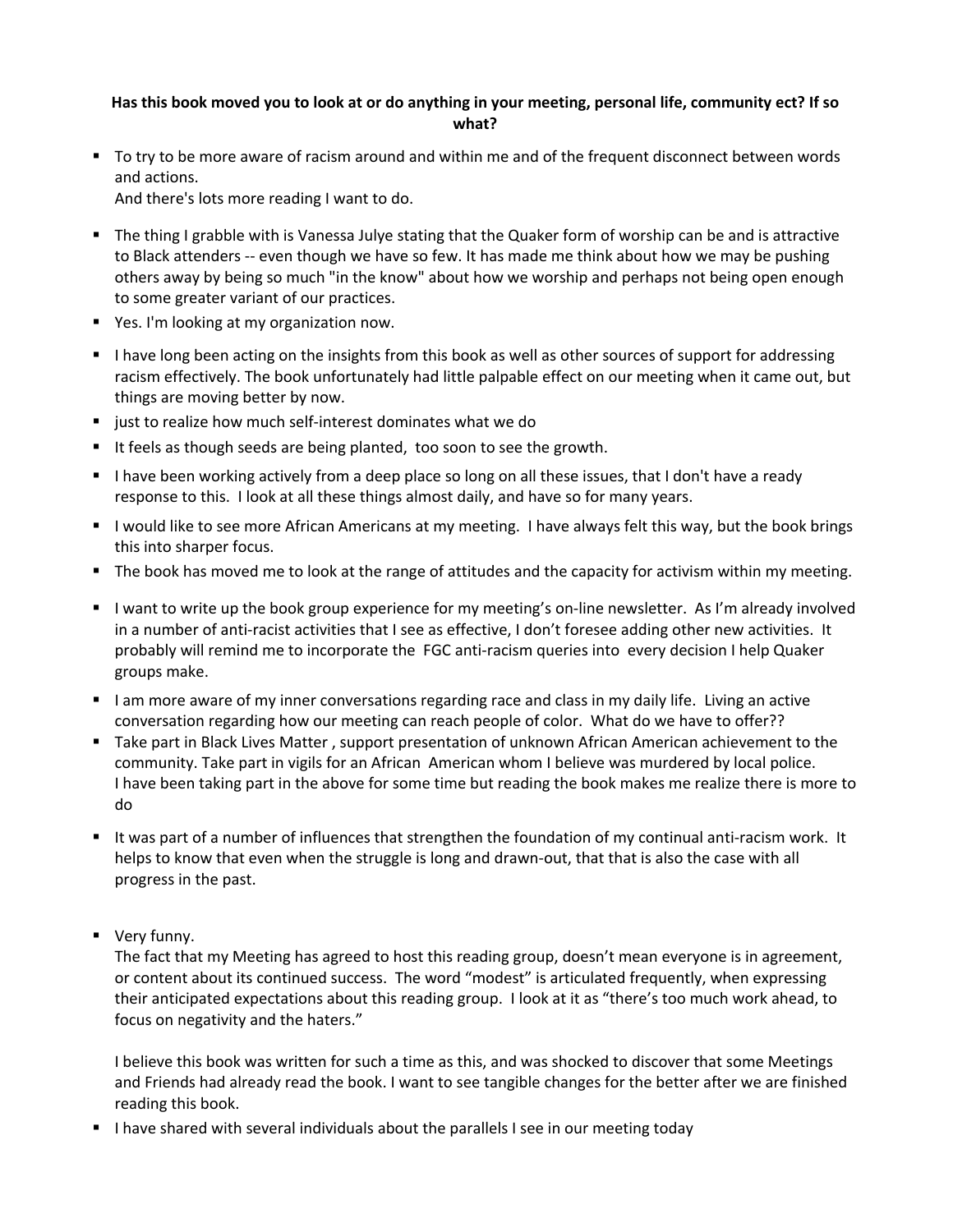**Has this book moved you to look at or do anything in your meeting, personal life, community ect? If so what?**

- To try to be more aware of racism around and within me and of the frequent disconnect between words and actions.
  And there's lots more reading I want to do.
- The thing I grabble with is Vanessa Julye stating that the Quaker form of worship can be and is attractive to Black attenders -- even though we have so few. It has made me think about how we may be pushing others away by being so much "in the know" about how we worship and perhaps not being open enough to some greater variant of our practices.
- Yes. I'm looking at my organization now.
- I have long been acting on the insights from this book as well as other sources of support for addressing racism effectively. The book unfortunately had little palpable effect on our meeting when it came out, but things are moving better by now.
- just to realize how much self-interest dominates what we do
- It feels as though seeds are being planted, too soon to see the growth.
- I have been working actively from a deep place so long on all these issues, that I don't have a ready response to this. I look at all these things almost daily, and have so for many years.
- I would like to see more African Americans at my meeting. I have always felt this way, but the book brings this into sharper focus.
- The book has moved me to look at the range of attitudes and the capacity for activism within my meeting.
- I want to write up the book group experience for my meeting's on-line newsletter. As I'm already involved in a number of anti-racist activities that I see as effective, I don't foresee adding other new activities. It probably will remind me to incorporate the FGC anti-racism queries into every decision I help Quaker groups make.
- I am more aware of my inner conversations regarding race and class in my daily life. Living an active conversation regarding how our meeting can reach people of color. What do we have to offer??
- Take part in Black Lives Matter , support presentation of unknown African American achievement to the community. Take part in vigils for an African American whom I believe was murdered by local police. I have been taking part in the above for some time but reading the book makes me realize there is more to do
- It was part of a number of influences that strengthen the foundation of my continual anti-racism work. It helps to know that even when the struggle is long and drawn-out, that that is also the case with all progress in the past.
- Very funny.
  The fact that my Meeting has agreed to host this reading group, doesn't mean everyone is in agreement, or content about its continued success. The word "modest" is articulated frequently, when expressing their anticipated expectations about this reading group. I look at it as "there's too much work ahead, to focus on negativity and the haters."

  I believe this book was written for such a time as this, and was shocked to discover that some Meetings and Friends had already read the book. I want to see tangible changes for the better after we are finished reading this book.
- I have shared with several individuals about the parallels I see in our meeting today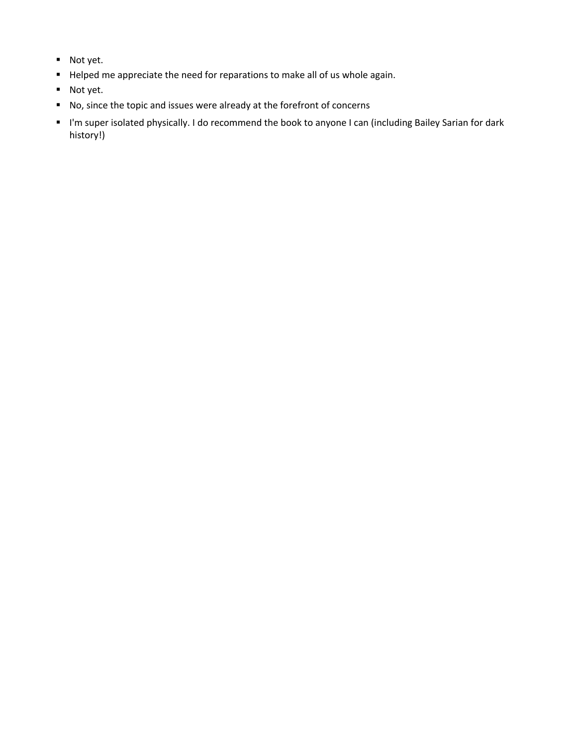- Not yet.
- Helped me appreciate the need for reparations to make all of us whole again.
- Not yet.
- No, since the topic and issues were already at the forefront of concerns
- I'm super isolated physically. I do recommend the book to anyone I can (including Bailey Sarian for dark history!)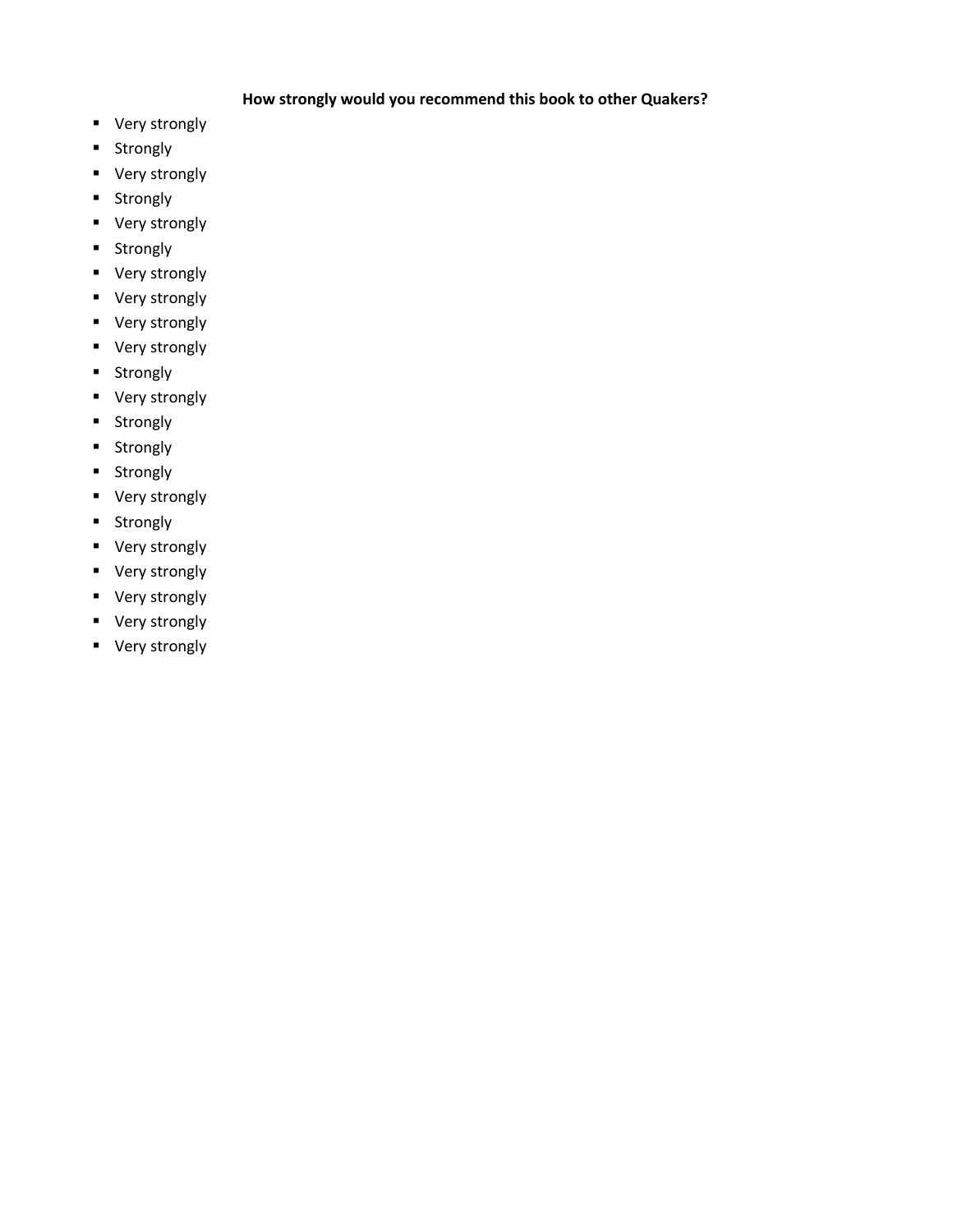**How strongly would you recommend this book to other Quakers?**

- Very strongly
- Strongly
- Very strongly
- Strongly
- Very strongly
- Strongly
- Very strongly
- Very strongly
- Very strongly
- Very strongly
- Strongly
- Very strongly
- Strongly
- Strongly
- Strongly
- Very strongly
- Strongly
- Very strongly
- Very strongly
- Very strongly
- Very strongly
- Very strongly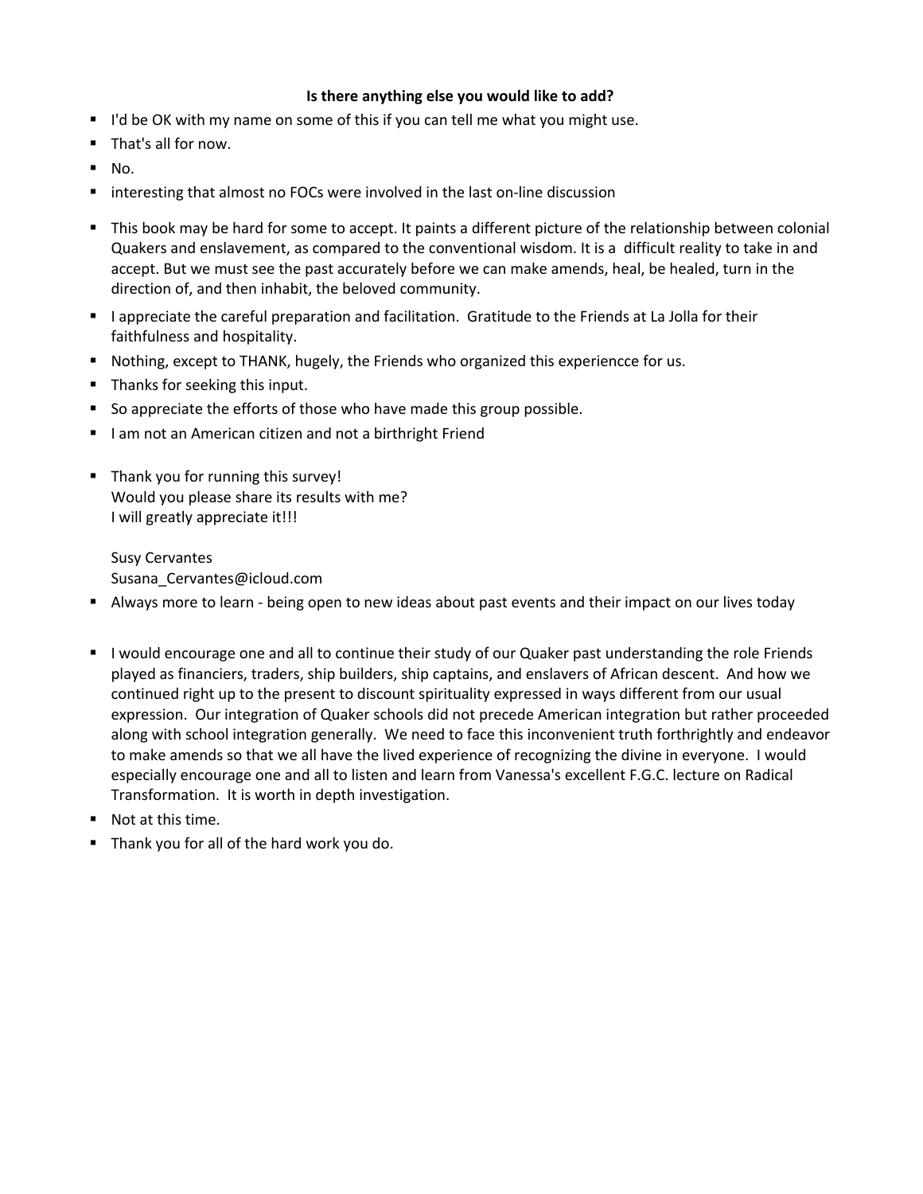**Is there anything else you would like to add?**

- I'd be OK with my name on some of this if you can tell me what you might use.
- That's all for now.
- No.
- interesting that almost no FOCs were involved in the last on-line discussion
- This book may be hard for some to accept. It paints a different picture of the relationship between colonial Quakers and enslavement, as compared to the conventional wisdom. It is a difficult reality to take in and accept. But we must see the past accurately before we can make amends, heal, be healed, turn in the direction of, and then inhabit, the beloved community.
- I appreciate the careful preparation and facilitation. Gratitude to the Friends at La Jolla for their faithfulness and hospitality.
- Nothing, except to THANK, hugely, the Friends who organized this experiencce for us.
- Thanks for seeking this input.
- So appreciate the efforts of those who have made this group possible.
- I am not an American citizen and not a birthright Friend
- Thank you for running this survey!
  Would you please share its results with me?
  I will greatly appreciate it!!!

  Susy Cervantes
  Susana_Cervantes@icloud.com
- Always more to learn - being open to new ideas about past events and their impact on our lives today
- I would encourage one and all to continue their study of our Quaker past understanding the role Friends played as financiers, traders, ship builders, ship captains, and enslavers of African descent. And how we continued right up to the present to discount spirituality expressed in ways different from our usual expression. Our integration of Quaker schools did not precede American integration but rather proceeded along with school integration generally. We need to face this inconvenient truth forthrightly and endeavor to make amends so that we all have the lived experience of recognizing the divine in everyone. I would especially encourage one and all to listen and learn from Vanessa's excellent F.G.C. lecture on Radical Transformation. It is worth in depth investigation.
- Not at this time.
- Thank you for all of the hard work you do.